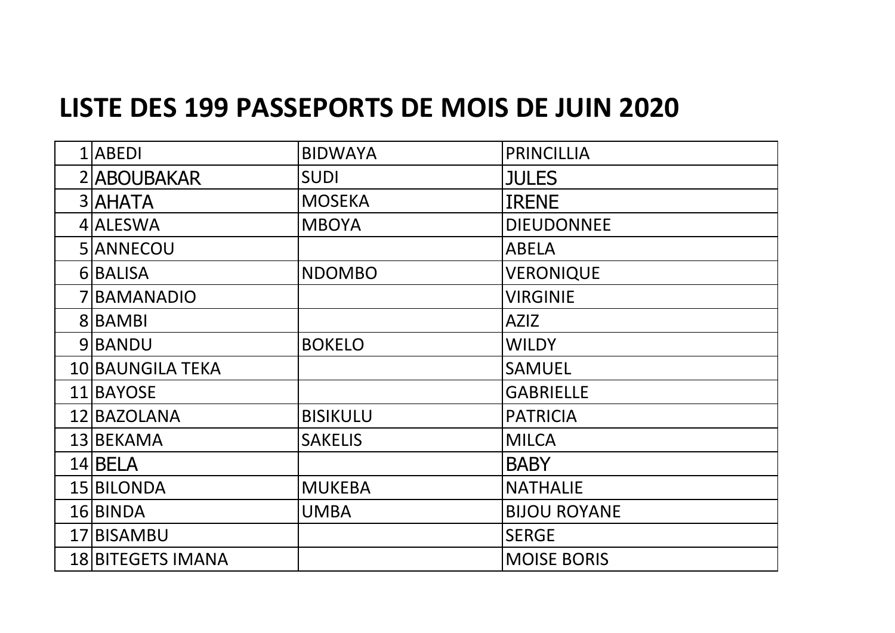# LISTE DES 199 PASSEPORTS DE MOIS DE JUIN 2020

| | | | |
|---|---|---|---|
| 1 | ABEDI | BIDWAYA | PRINCILLIA |
| 2 | ABOUBAKAR | SUDI | JULES |
| 3 | AHATA | MOSEKA | IRENE |
| 4 | ALESWA | MBOYA | DIEUDONNEE |
| 5 | ANNECOU | | ABELA |
| 6 | BALISA | NDOMBO | VERONIQUE |
| 7 | BAMANADIO | | VIRGINIE |
| 8 | BAMBI | | AZIZ |
| 9 | BANDU | BOKELO | WILDY |
| 10 | BAUNGILA TEKA | | SAMUEL |
| 11 | BAYOSE | | GABRIELLE |
| 12 | BAZOLANA | BISIKULU | PATRICIA |
| 13 | BEKAMA | SAKELIS | MILCA |
| 14 | BELA | | BABY |
| 15 | BILONDA | MUKEBA | NATHALIE |
| 16 | BINDA | UMBA | BIJOU ROYANE |
| 17 | BISAMBU | | SERGE |
| 18 | BITEGETS IMANA | | MOISE BORIS |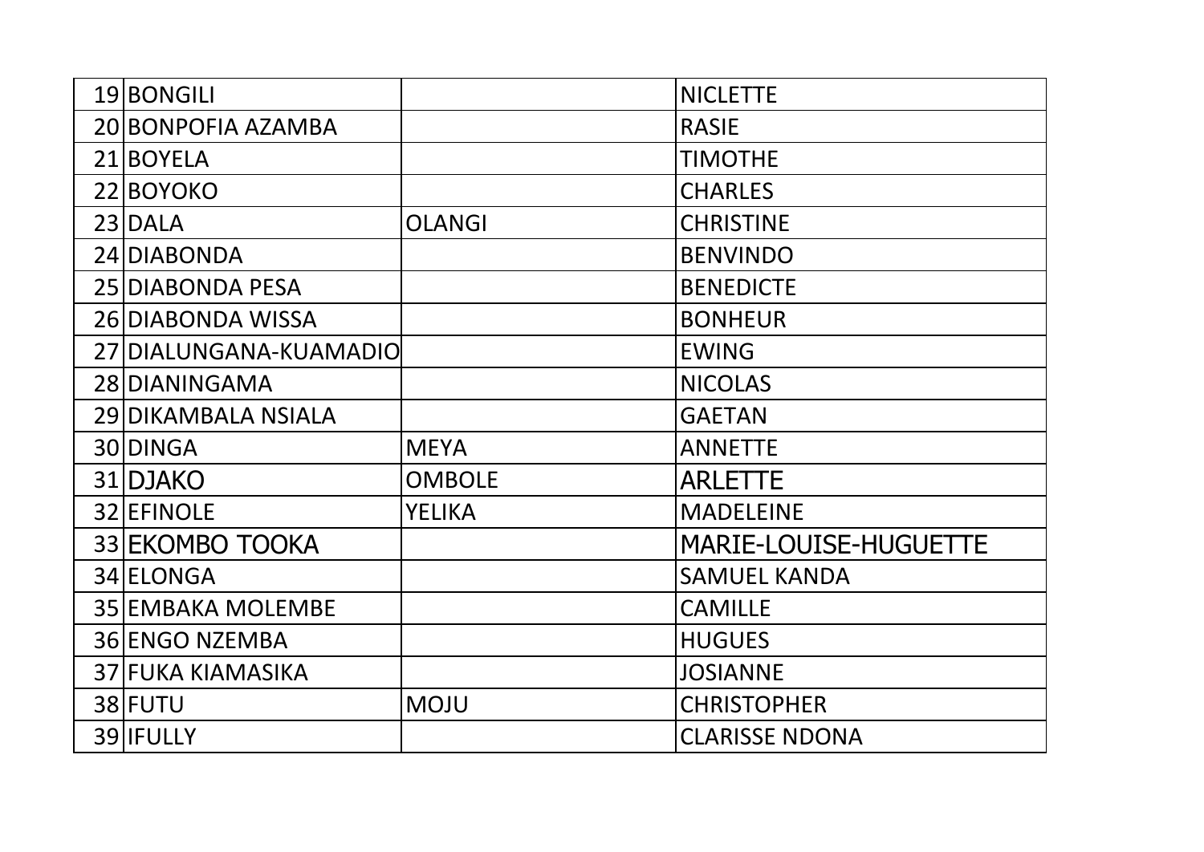| | | | |
|---|---|---|---|
| 19 | BONGILI | | NICLETTE |
| 20 | BONPOFIA AZAMBA | | RASIE |
| 21 | BOYELA | | TIMOTHE |
| 22 | BOYOKO | | CHARLES |
| 23 | DALA | OLANGI | CHRISTINE |
| 24 | DIABONDA | | BENVINDO |
| 25 | DIABONDA PESA | | BENEDICTE |
| 26 | DIABONDA WISSA | | BONHEUR |
| 27 | DIALUNGANA-KUAMADIO | | EWING |
| 28 | DIANINGAMA | | NICOLAS |
| 29 | DIKAMBALA NSIALA | | GAETAN |
| 30 | DINGA | MEYA | ANNETTE |
| 31 | DJAKO | OMBOLE | ARLETTE |
| 32 | EFINOLE | YELIKA | MADELEINE |
| 33 | EKOMBO TOOKA | | MARIE-LOUISE-HUGUETTE |
| 34 | ELONGA | | SAMUEL KANDA |
| 35 | EMBAKA MOLEMBE | | CAMILLE |
| 36 | ENGO NZEMBA | | HUGUES |
| 37 | FUKA KIAMASIKA | | JOSIANNE |
| 38 | FUTU | MOJU | CHRISTOPHER |
| 39 | IFULLY | | CLARISSE NDONA |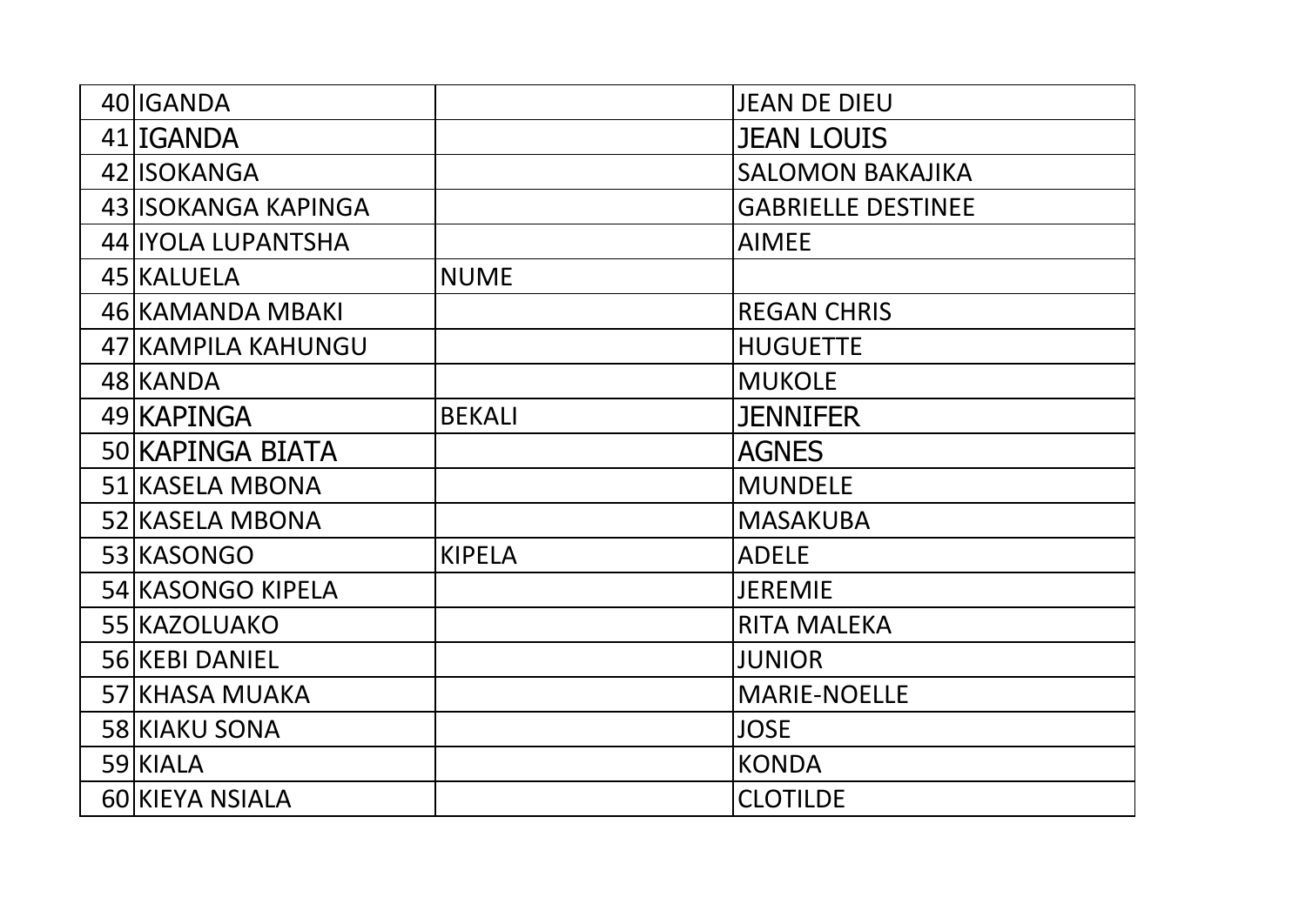| | | | |
|---|---|---|---|
| 40 | IGANDA | | JEAN DE DIEU |
| 41 | IGANDA | | JEAN LOUIS |
| 42 | ISOKANGA | | SALOMON BAKAJIKA |
| 43 | ISOKANGA KAPINGA | | GABRIELLE DESTINEE |
| 44 | IYOLA LUPANTSHA | | AIMEE |
| 45 | KALUELA | NUME | |
| 46 | KAMANDA MBAKI | | REGAN CHRIS |
| 47 | KAMPILA KAHUNGU | | HUGUETTE |
| 48 | KANDA | | MUKOLE |
| 49 | KAPINGA | BEKALI | JENNIFER |
| 50 | KAPINGA BIATA | | AGNES |
| 51 | KASELA MBONA | | MUNDELE |
| 52 | KASELA MBONA | | MASAKUBA |
| 53 | KASONGO | KIPELA | ADELE |
| 54 | KASONGO KIPELA | | JEREMIE |
| 55 | KAZOLUAKO | | RITA MALEKA |
| 56 | KEBI DANIEL | | JUNIOR |
| 57 | KHASA MUAKA | | MARIE-NOELLE |
| 58 | KIAKU SONA | | JOSE |
| 59 | KIALA | | KONDA |
| 60 | KIEYA NSIALA | | CLOTILDE |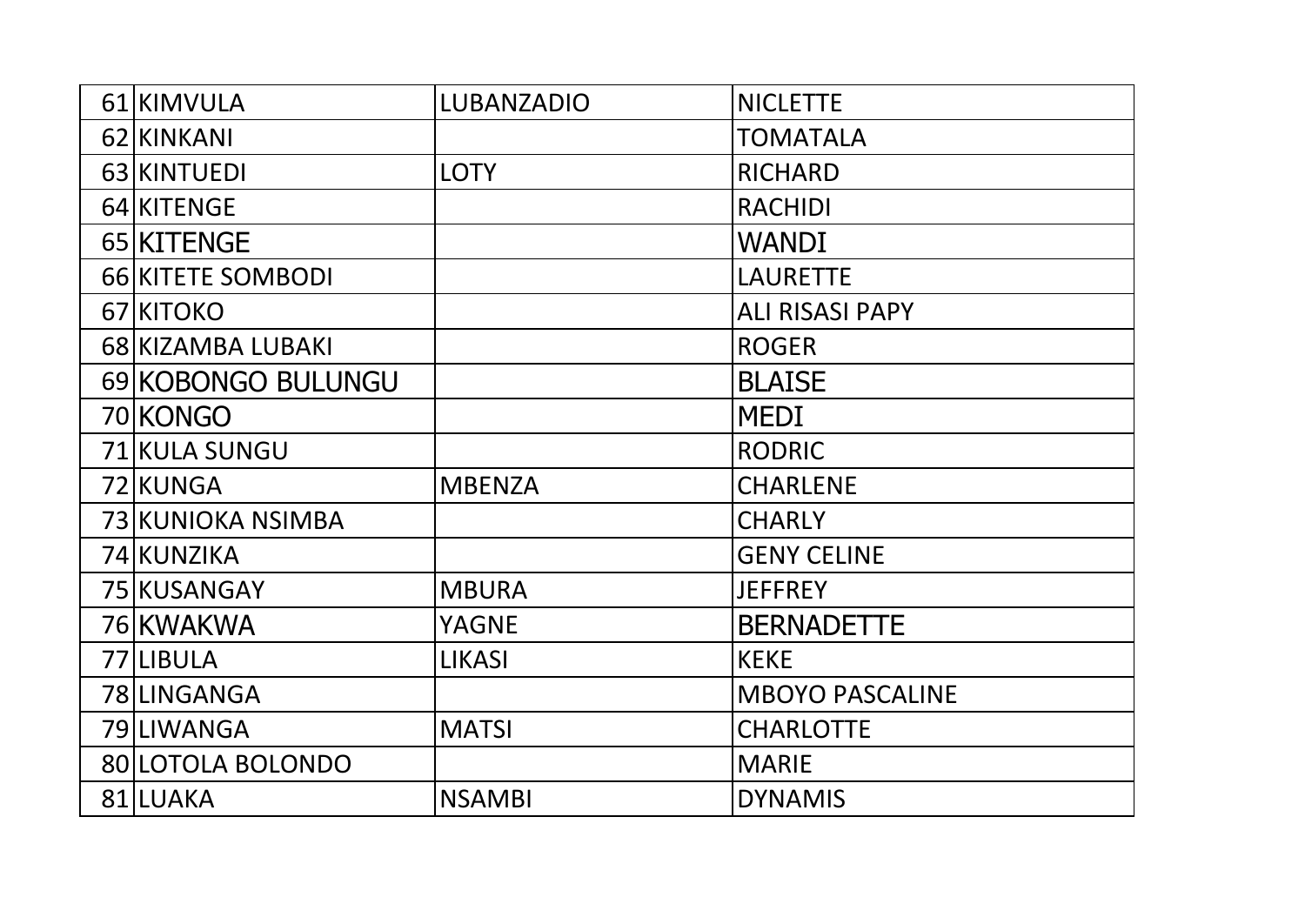| | | | |
|---|---|---|---|
| 61 | KIMVULA | LUBANZADIO | NICLETTE |
| 62 | KINKANI | | TOMATALA |
| 63 | KINTUEDI | LOTY | RICHARD |
| 64 | KITENGE | | RACHIDI |
| 65 | KITENGE | | WANDI |
| 66 | KITETE SOMBODI | | LAURETTE |
| 67 | KITOKO | | ALI RISASI PAPY |
| 68 | KIZAMBA LUBAKI | | ROGER |
| 69 | KOBONGO BULUNGU | | BLAISE |
| 70 | KONGO | | MEDI |
| 71 | KULA SUNGU | | RODRIC |
| 72 | KUNGA | MBENZA | CHARLENE |
| 73 | KUNIOKA NSIMBA | | CHARLY |
| 74 | KUNZIKA | | GENY CELINE |
| 75 | KUSANGAY | MBURA | JEFFREY |
| 76 | KWAKWA | YAGNE | BERNADETTE |
| 77 | LIBULA | LIKASI | KEKE |
| 78 | LINGANGA | | MBOYO PASCALINE |
| 79 | LIWANGA | MATSI | CHARLOTTE |
| 80 | LOTOLA BOLONDO | | MARIE |
| 81 | LUAKA | NSAMBI | DYNAMIS |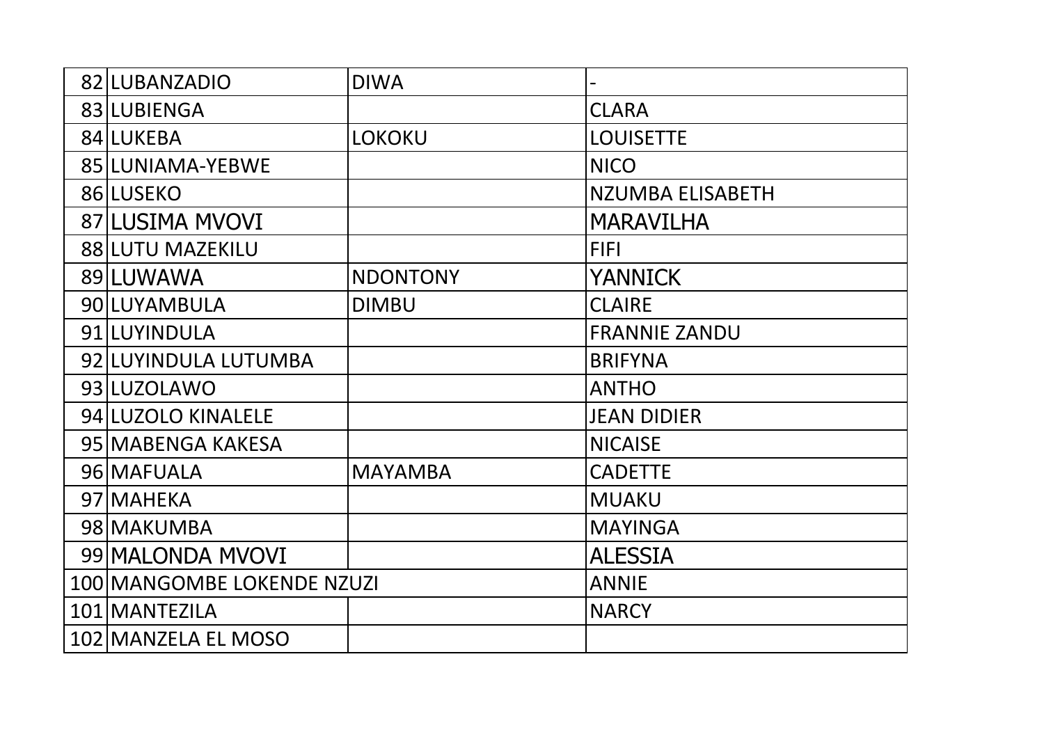| | | | |
|---|---|---|---|
| 82 | LUBANZADIO | DIWA | - |
| 83 | LUBIENGA | | CLARA |
| 84 | LUKEBA | LOKOKU | LOUISETTE |
| 85 | LUNIAMA-YEBWE | | NICO |
| 86 | LUSEKO | | NZUMBA ELISABETH |
| 87 | LUSIMA MVOVI | | MARAVILHA |
| 88 | LUTU MAZEKILU | | FIFI |
| 89 | LUWAWA | NDONTONY | YANNICK |
| 90 | LUYAMBULA | DIMBU | CLAIRE |
| 91 | LUYINDULA | | FRANNIE ZANDU |
| 92 | LUYINDULA LUTUMBA | | BRIFYNA |
| 93 | LUZOLAWO | | ANTHO |
| 94 | LUZOLO KINALELE | | JEAN DIDIER |
| 95 | MABENGA KAKESA | | NICAISE |
| 96 | MAFUALA | MAYAMBA | CADETTE |
| 97 | MAHEKA | | MUAKU |
| 98 | MAKUMBA | | MAYINGA |
| 99 | MALONDA MVOVI | | ALESSIA |
| 100 | MANGOMBE LOKENDE NZUZI | | ANNIE |
| 101 | MANTEZILA | | NARCY |
| 102 | MANZELA EL MOSO | | |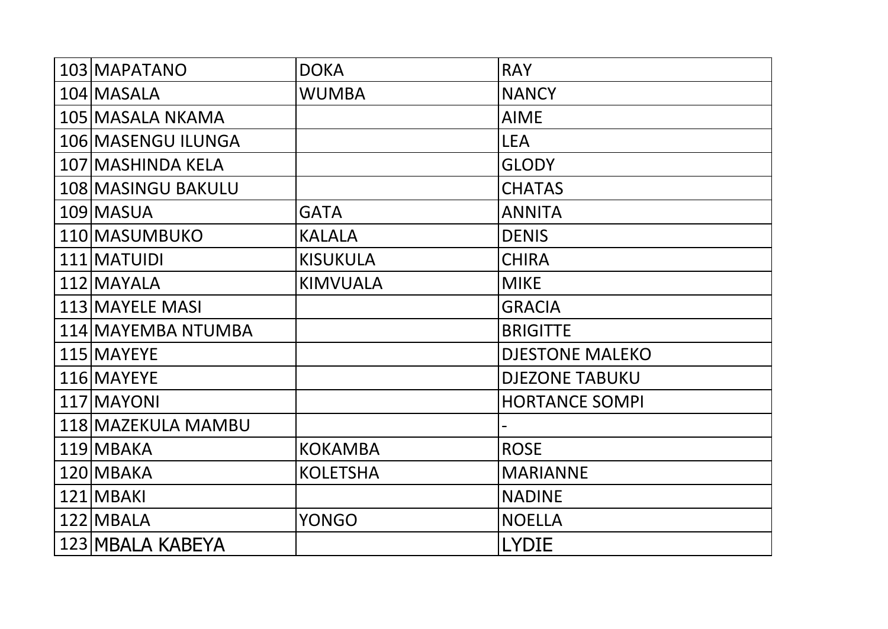| | | | |
|---|---|---|---|
| 103 | MAPATANO | DOKA | RAY |
| 104 | MASALA | WUMBA | NANCY |
| 105 | MASALA NKAMA | | AIME |
| 106 | MASENGU ILUNGA | | LEA |
| 107 | MASHINDA KELA | | GLODY |
| 108 | MASINGU BAKULU | | CHATAS |
| 109 | MASUA | GATA | ANNITA |
| 110 | MASUMBUKO | KALALA | DENIS |
| 111 | MATUIDI | KISUKULA | CHIRA |
| 112 | MAYALA | KIMVUALA | MIKE |
| 113 | MAYELE MASI | | GRACIA |
| 114 | MAYEMBA NTUMBA | | BRIGITTE |
| 115 | MAYEYE | | DJESTONE MALEKO |
| 116 | MAYEYE | | DJEZONE TABUKU |
| 117 | MAYONI | | HORTANCE SOMPI |
| 118 | MAZEKULA MAMBU | | - |
| 119 | MBAKA | KOKAMBA | ROSE |
| 120 | MBAKA | KOLETSHA | MARIANNE |
| 121 | MBAKI | | NADINE |
| 122 | MBALA | YONGO | NOELLA |
| 123 | MBALA KABEYA | | LYDIE |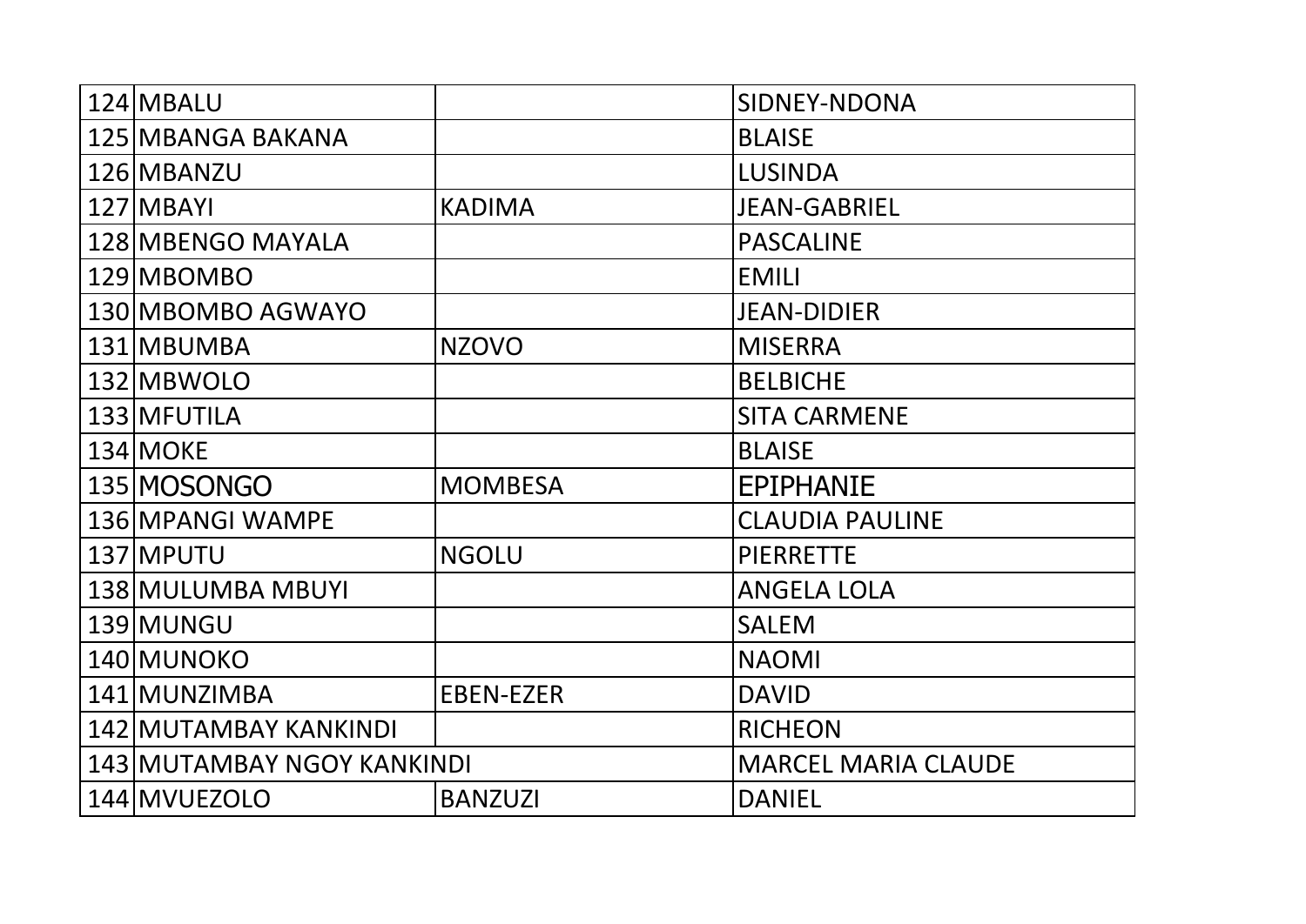| | | | |
|---|---|---|---|
| 124 | MBALU | | SIDNEY-NDONA |
| 125 | MBANGA BAKANA | | BLAISE |
| 126 | MBANZU | | LUSINDA |
| 127 | MBAYI | KADIMA | JEAN-GABRIEL |
| 128 | MBENGO MAYALA | | PASCALINE |
| 129 | MBOMBO | | EMILI |
| 130 | MBOMBO AGWAYO | | JEAN-DIDIER |
| 131 | MBUMBA | NZOVO | MISERRA |
| 132 | MBWOLO | | BELBICHE |
| 133 | MFUTILA | | SITA CARMENE |
| 134 | MOKE | | BLAISE |
| 135 | MOSONGO | MOMBESA | EPIPHANIE |
| 136 | MPANGI WAMPE | | CLAUDIA PAULINE |
| 137 | MPUTU | NGOLU | PIERRETTE |
| 138 | MULUMBA MBUYI | | ANGELA LOLA |
| 139 | MUNGU | | SALEM |
| 140 | MUNOKO | | NAOMI |
| 141 | MUNZIMBA | EBEN-EZER | DAVID |
| 142 | MUTAMBAY KANKINDI | | RICHEON |
| 143 | MUTAMBAY NGOY KANKINDI | | MARCEL MARIA CLAUDE |
| 144 | MVUEZOLO | BANZUZI | DANIEL |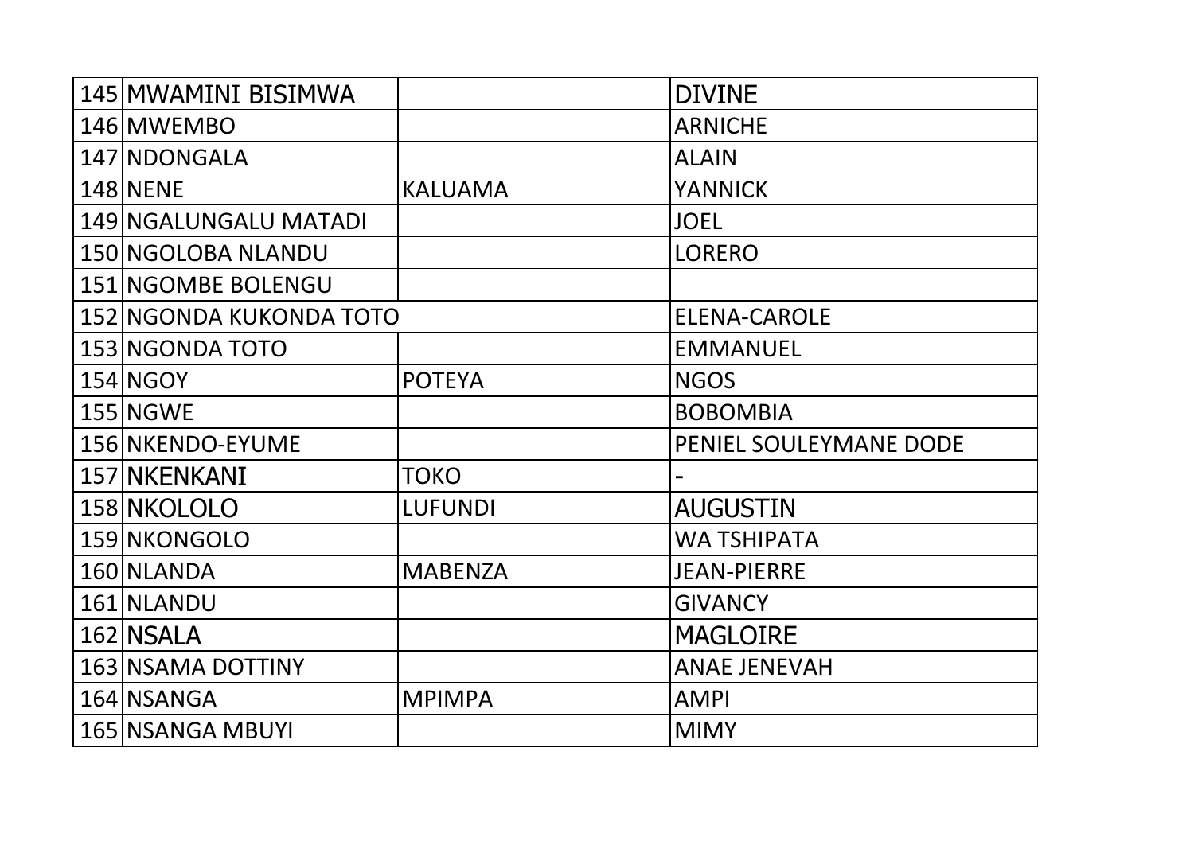| | | | |
|---|---|---|---|
| 145 | MWAMINI BISIMWA | | DIVINE |
| 146 | MWEMBO | | ARNICHE |
| 147 | NDONGALA | | ALAIN |
| 148 | NENE | KALUAMA | YANNICK |
| 149 | NGALUNGALU MATADI | | JOEL |
| 150 | NGOLOBA NLANDU | | LORERO |
| 151 | NGOMBE BOLENGU | | |
| 152 | NGONDA KUKONDA TOTO | | ELENA-CAROLE |
| 153 | NGONDA TOTO | | EMMANUEL |
| 154 | NGOY | POTEYA | NGOS |
| 155 | NGWE | | BOBOMBIA |
| 156 | NKENDO-EYUME | | PENIEL SOULEYMANE DODE |
| 157 | NKENKANI | TOKO | - |
| 158 | NKOLOLO | LUFUNDI | AUGUSTIN |
| 159 | NKONGOLO | | WA TSHIPATA |
| 160 | NLANDA | MABENZA | JEAN-PIERRE |
| 161 | NLANDU | | GIVANCY |
| 162 | NSALA | | MAGLOIRE |
| 163 | NSAMA DOTTINY | | ANAE JENEVAH |
| 164 | NSANGA | MPIMPA | AMPI |
| 165 | NSANGA MBUYI | | MIMY |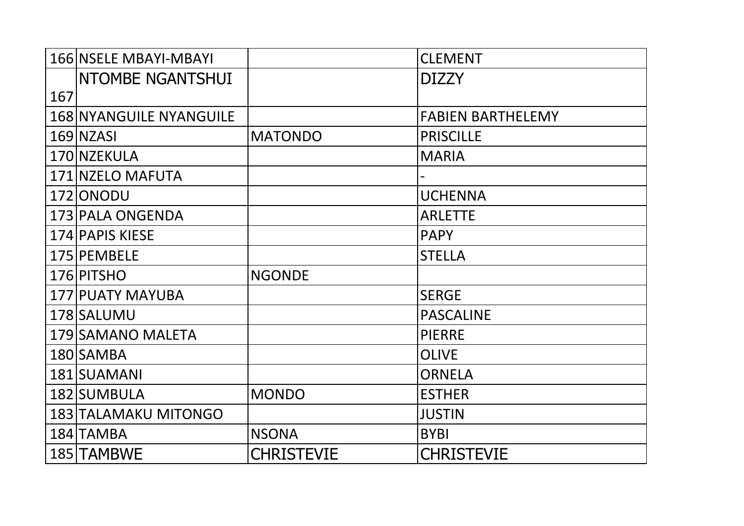| 166 | NSELE MBAYI-MBAYI | | CLEMENT |
|---|---|---|---|
| 167 | NTOMBE NGANTSHUI | | DIZZY |
| 168 | NYANGUILE NYANGUILE | | FABIEN BARTHELEMY |
| 169 | NZASI | MATONDO | PRISCILLE |
| 170 | NZEKULA | | MARIA |
| 171 | NZELO MAFUTA | | - |
| 172 | ONODU | | UCHENNA |
| 173 | PALA ONGENDA | | ARLETTE |
| 174 | PAPIS KIESE | | PAPY |
| 175 | PEMBELE | | STELLA |
| 176 | PITSHO | NGONDE | |
| 177 | PUATY MAYUBA | | SERGE |
| 178 | SALUMU | | PASCALINE |
| 179 | SAMANO MALETA | | PIERRE |
| 180 | SAMBA | | OLIVE |
| 181 | SUAMANI | | ORNELA |
| 182 | SUMBULA | MONDO | ESTHER |
| 183 | TALAMAKU MITONGO | | JUSTIN |
| 184 | TAMBA | NSONA | BYBI |
| 185 | TAMBWE | CHRISTEVIE | CHRISTEVIE |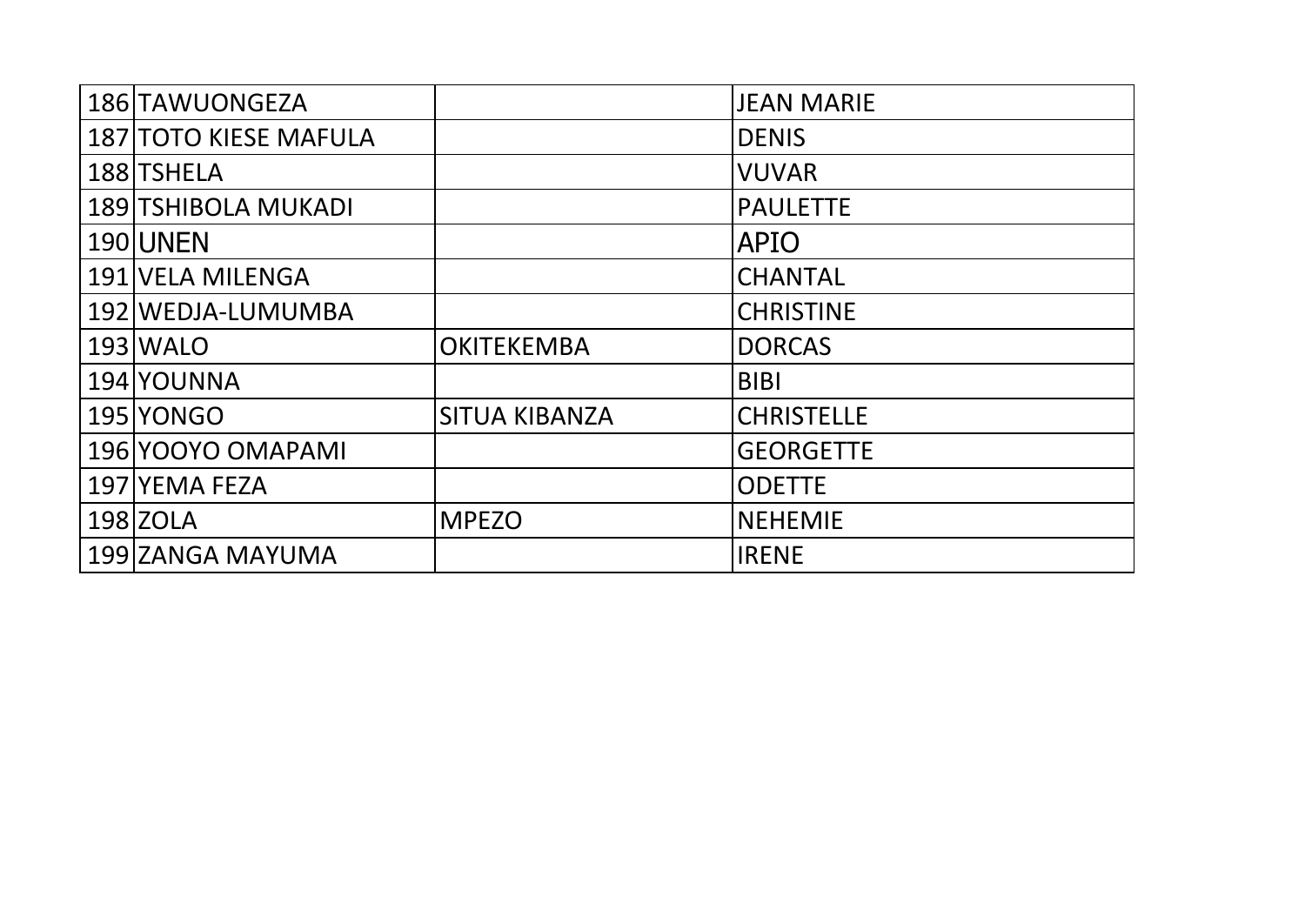| | | | |
|---|---|---|---|
| 186 | TAWUONGEZA | | JEAN MARIE |
| 187 | TOTO KIESE MAFULA | | DENIS |
| 188 | TSHELA | | VUVAR |
| 189 | TSHIBOLA MUKADI | | PAULETTE |
| 190 | UNEN | | APIO |
| 191 | VELA MILENGA | | CHANTAL |
| 192 | WEDJA-LUMUMBA | | CHRISTINE |
| 193 | WALO | OKITEKEMBA | DORCAS |
| 194 | YOUNNA | | BIBI |
| 195 | YONGO | SITUA KIBANZA | CHRISTELLE |
| 196 | YOOYO OMAPAMI | | GEORGETTE |
| 197 | YEMA FEZA | | ODETTE |
| 198 | ZOLA | MPEZO | NEHEMIE |
| 199 | ZANGA MAYUMA | | IRENE |